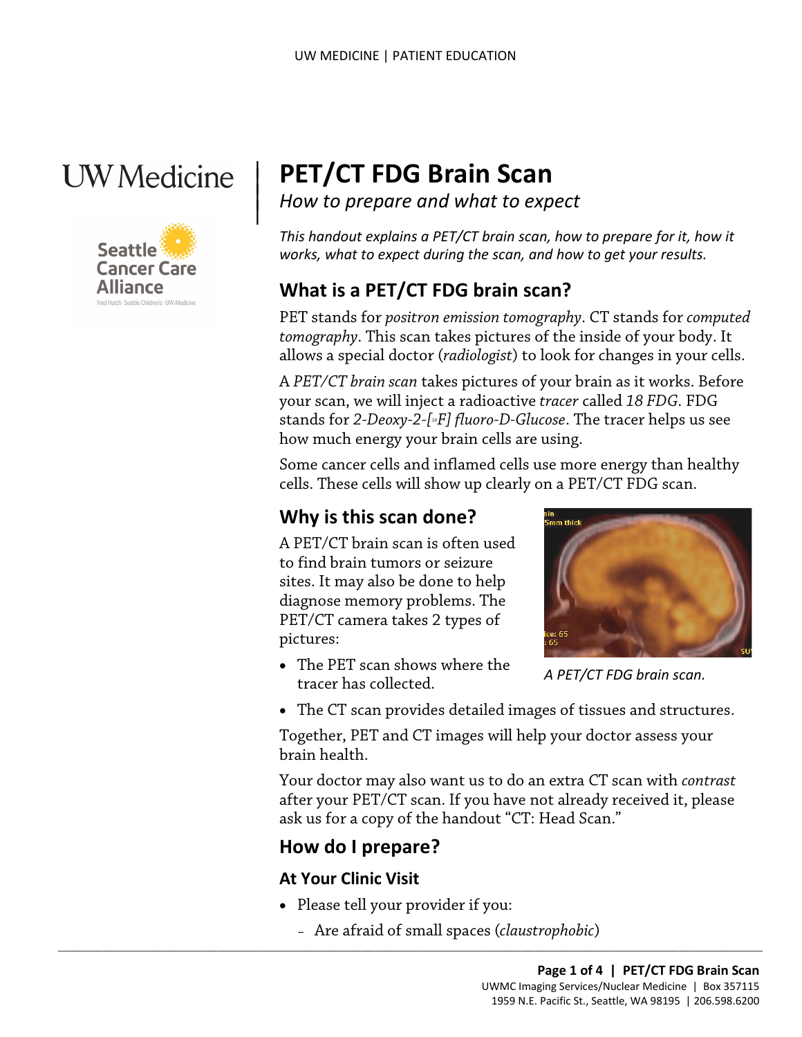# PET/CT FDG Brain Scan

*How to prepare and what to expect*

*This handout explains a PET/CT brain scan, how to prepare for it, how it works, what to expect during the scan, and how to get your results.*

## What is a PET/CT FDG brain scan?

PET stands for *positron emission tomography*. CT stands for *computed tomography*. This scan takes pictures of the inside of your body. It allows a special doctor (*radiologist*) to look for changes in your cells.

A *PET/CT brain scan* takes pictures of your brain as it works. Before your scan, we will inject a radioactive *tracer* called *18 FDG*. FDG stands for *2-Deoxy-2-[$^{18}$F] fluoro-D-Glucose*. The tracer helps us see how much energy your brain cells are using.

Some cancer cells and inflamed cells use more energy than healthy cells. These cells will show up clearly on a PET/CT FDG scan.

## Why is this scan done?

A PET/CT brain scan is often used to find brain tumors or seizure sites. It may also be done to help diagnose memory problems. The PET/CT camera takes 2 types of pictures:

*A PET/CT FDG brain scan.*

- The PET scan shows where the tracer has collected.
- The CT scan provides detailed images of tissues and structures.

Together, PET and CT images will help your doctor assess your brain health.

Your doctor may also want us to do an extra CT scan with *contrast* after your PET/CT scan. If you have not already received it, please ask us for a copy of the handout "CT: Head Scan."

## How do I prepare?

### At Your Clinic Visit

- Please tell your provider if you:
  - Are afraid of small spaces (*claustrophobic*)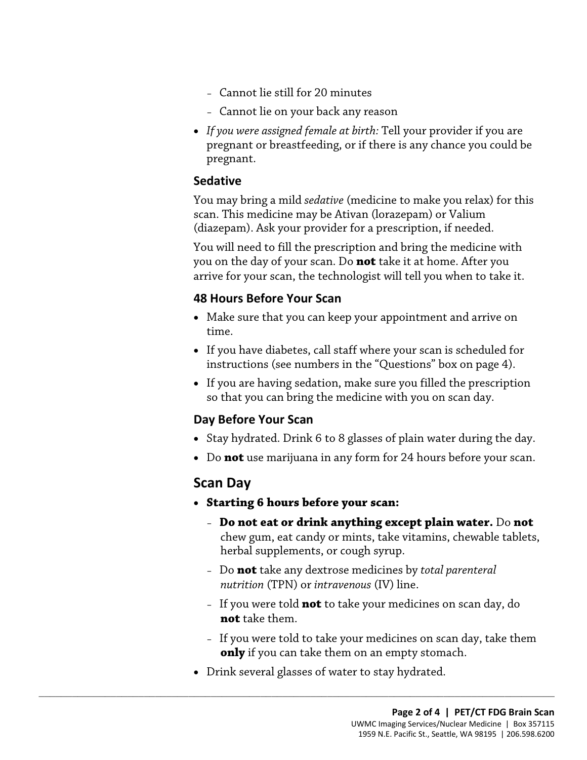- Cannot lie still for 20 minutes
  - Cannot lie on your back any reason
- *If you were assigned female at birth:* Tell your provider if you are pregnant or breastfeeding, or if there is any chance you could be pregnant.

### Sedative

You may bring a mild *sedative* (medicine to make you relax) for this scan. This medicine may be Ativan (lorazepam) or Valium (diazepam). Ask your provider for a prescription, if needed.

You will need to fill the prescription and bring the medicine with you on the day of your scan. Do **not** take it at home. After you arrive for your scan, the technologist will tell you when to take it.

### 48 Hours Before Your Scan

- Make sure that you can keep your appointment and arrive on time.
- If you have diabetes, call staff where your scan is scheduled for instructions (see numbers in the "Questions" box on page 4).
- If you are having sedation, make sure you filled the prescription so that you can bring the medicine with you on scan day.

### Day Before Your Scan

- Stay hydrated. Drink 6 to 8 glasses of plain water during the day.
- Do **not** use marijuana in any form for 24 hours before your scan.

## Scan Day

- **Starting 6 hours before your scan:**
  - **Do not eat or drink anything except plain water.** Do **not** chew gum, eat candy or mints, take vitamins, chewable tablets, herbal supplements, or cough syrup.
  - Do **not** take any dextrose medicines by *total parenteral nutrition* (TPN) or *intravenous* (IV) line.
  - If you were told **not** to take your medicines on scan day, do **not** take them.
  - If you were told to take your medicines on scan day, take them **only** if you can take them on an empty stomach.
- Drink several glasses of water to stay hydrated.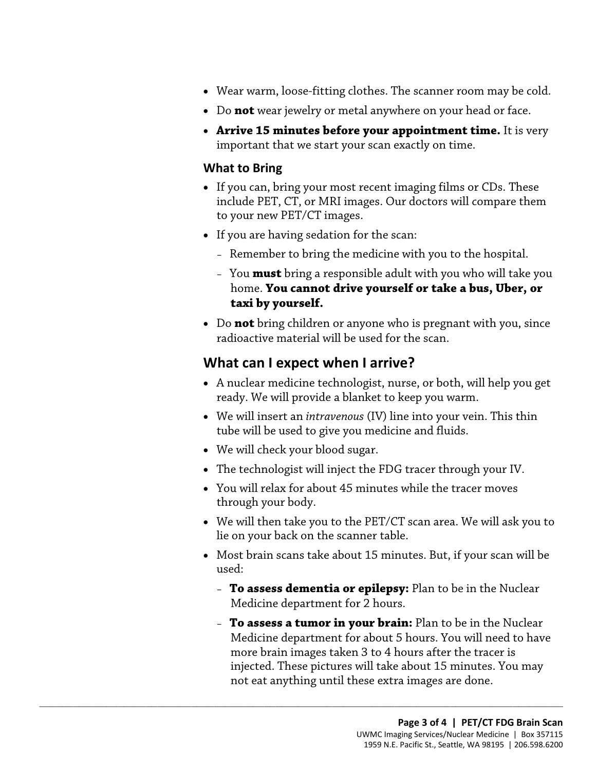- Wear warm, loose-fitting clothes. The scanner room may be cold.
- Do **not** wear jewelry or metal anywhere on your head or face.
- **Arrive 15 minutes before your appointment time.** It is very important that we start your scan exactly on time.

### What to Bring

- If you can, bring your most recent imaging films or CDs. These include PET, CT, or MRI images. Our doctors will compare them to your new PET/CT images.
- If you are having sedation for the scan:
  - Remember to bring the medicine with you to the hospital.
  - You **must** bring a responsible adult with you who will take you home. **You cannot drive yourself or take a bus, Uber, or taxi by yourself.**
- Do **not** bring children or anyone who is pregnant with you, since radioactive material will be used for the scan.

## What can I expect when I arrive?

- A nuclear medicine technologist, nurse, or both, will help you get ready. We will provide a blanket to keep you warm.
- We will insert an *intravenous* (IV) line into your vein. This thin tube will be used to give you medicine and fluids.
- We will check your blood sugar.
- The technologist will inject the FDG tracer through your IV.
- You will relax for about 45 minutes while the tracer moves through your body.
- We will then take you to the PET/CT scan area. We will ask you to lie on your back on the scanner table.
- Most brain scans take about 15 minutes. But, if your scan will be used:
  - **To assess dementia or epilepsy:** Plan to be in the Nuclear Medicine department for 2 hours.
  - **To assess a tumor in your brain:** Plan to be in the Nuclear Medicine department for about 5 hours. You will need to have more brain images taken 3 to 4 hours after the tracer is injected. These pictures will take about 15 minutes. You may not eat anything until these extra images are done.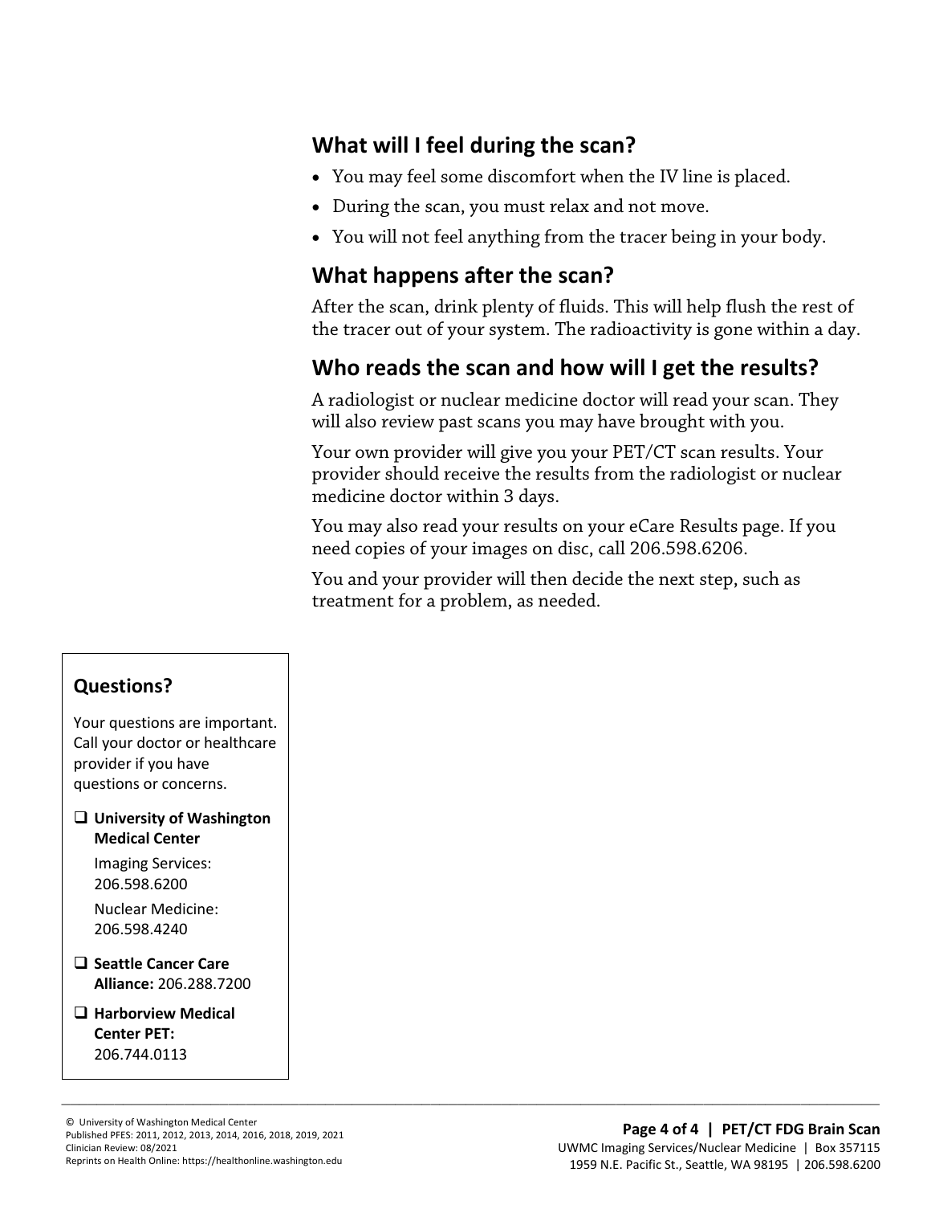## What will I feel during the scan?

- You may feel some discomfort when the IV line is placed.
- During the scan, you must relax and not move.
- You will not feel anything from the tracer being in your body.

## What happens after the scan?

After the scan, drink plenty of fluids. This will help flush the rest of the tracer out of your system. The radioactivity is gone within a day.

## Who reads the scan and how will I get the results?

A radiologist or nuclear medicine doctor will read your scan. They will also review past scans you may have brought with you.

Your own provider will give you your PET/CT scan results. Your provider should receive the results from the radiologist or nuclear medicine doctor within 3 days.

You may also read your results on your eCare Results page. If you need copies of your images on disc, call 206.598.6206.

You and your provider will then decide the next step, such as treatment for a problem, as needed.

### Questions?

Your questions are important. Call your doctor or healthcare provider if you have questions or concerns.

- ❑ **University of Washington Medical Center**
  Imaging Services: 206.598.6200
  Nuclear Medicine: 206.598.4240
- ❑ **Seattle Cancer Care Alliance:** 206.288.7200
- ❑ **Harborview Medical Center PET:** 206.744.0113

© University of Washington Medical Center
Published PFES: 2011, 2012, 2013, 2014, 2016, 2018, 2019, 2021
Clinician Review: 08/2021
Reprints on Health Online: https://healthonline.washington.edu

UWMC Imaging Services/Nuclear Medicine | Box 357115
1959 N.E. Pacific St., Seattle, WA 98195 | 206.598.6200